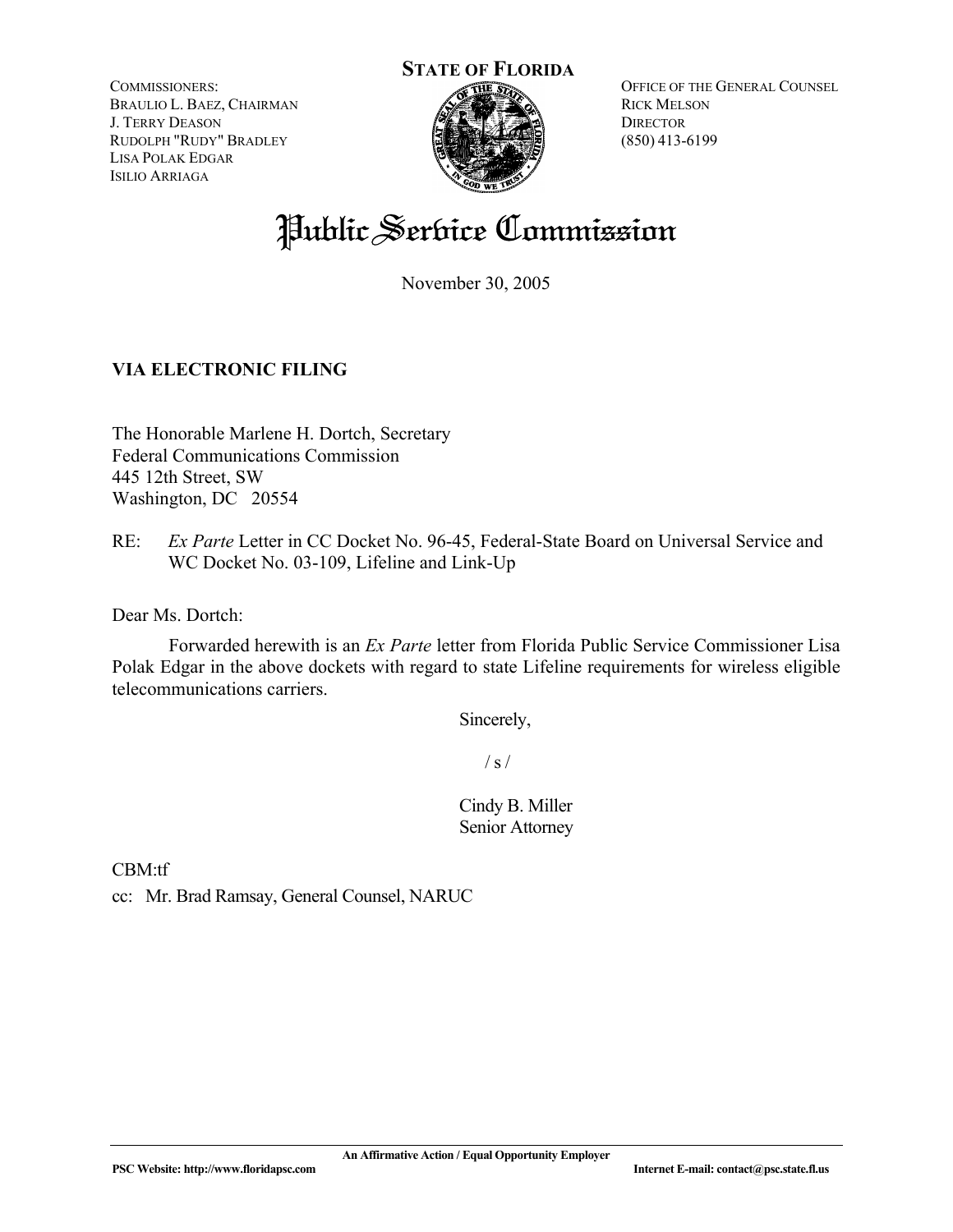# STATE OF FLORIDA

COMMISSIONERS:
BRAULIO L. BAEZ, CHAIRMAN
J. TERRY DEASON
RUDOLPH "RUDY" BRADLEY
LISA POLAK EDGAR
ISILIO ARRIAGA

OFFICE OF THE GENERAL COUNSEL
RICK MELSON
DIRECTOR
(850) 413-6199

# Public Service Commission

November 30, 2005

**VIA ELECTRONIC FILING**

The Honorable Marlene H. Dortch, Secretary
Federal Communications Commission
445 12th Street, SW
Washington, DC 20554

RE: *Ex Parte* Letter in CC Docket No. 96-45, Federal-State Board on Universal Service and WC Docket No. 03-109, Lifeline and Link-Up

Dear Ms. Dortch:

Forwarded herewith is an *Ex Parte* letter from Florida Public Service Commissioner Lisa Polak Edgar in the above dockets with regard to state Lifeline requirements for wireless eligible telecommunications carriers.

Sincerely,

/ s /

Cindy B. Miller
Senior Attorney

CBM:tf

cc: Mr. Brad Ramsay, General Counsel, NARUC

An Affirmative Action / Equal Opportunity Employer

PSC Website: http://www.floridapsc.com    Internet E-mail: contact@psc.state.fl.us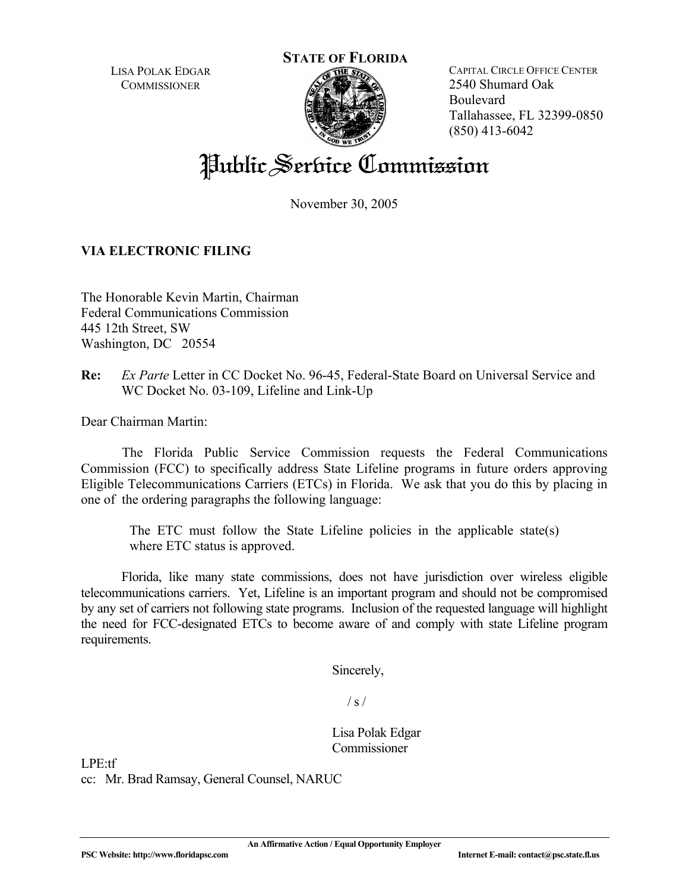LISA POLAK EDGAR
COMMISSIONER

**STATE OF FLORIDA**

CAPITAL CIRCLE OFFICE CENTER
2540 Shumard Oak Boulevard
Tallahassee, FL 32399-0850
(850) 413-6042

# Public Service Commission

November 30, 2005

**VIA ELECTRONIC FILING**

The Honorable Kevin Martin, Chairman
Federal Communications Commission
445 12th Street, SW
Washington, DC 20554

**Re:** *Ex Parte* Letter in CC Docket No. 96-45, Federal-State Board on Universal Service and WC Docket No. 03-109, Lifeline and Link-Up

Dear Chairman Martin:

The Florida Public Service Commission requests the Federal Communications Commission (FCC) to specifically address State Lifeline programs in future orders approving Eligible Telecommunications Carriers (ETCs) in Florida. We ask that you do this by placing in one of the ordering paragraphs the following language:

> The ETC must follow the State Lifeline policies in the applicable state(s) where ETC status is approved.

Florida, like many state commissions, does not have jurisdiction over wireless eligible telecommunications carriers. Yet, Lifeline is an important program and should not be compromised by any set of carriers not following state programs. Inclusion of the requested language will highlight the need for FCC-designated ETCs to become aware of and comply with state Lifeline program requirements.

Sincerely,

/ s /

Lisa Polak Edgar
Commissioner

LPE:tf
cc: Mr. Brad Ramsay, General Counsel, NARUC

An Affirmative Action / Equal Opportunity Employer

PSC Website: http://www.floridapsc.com Internet E-mail: contact@psc.state.fl.us